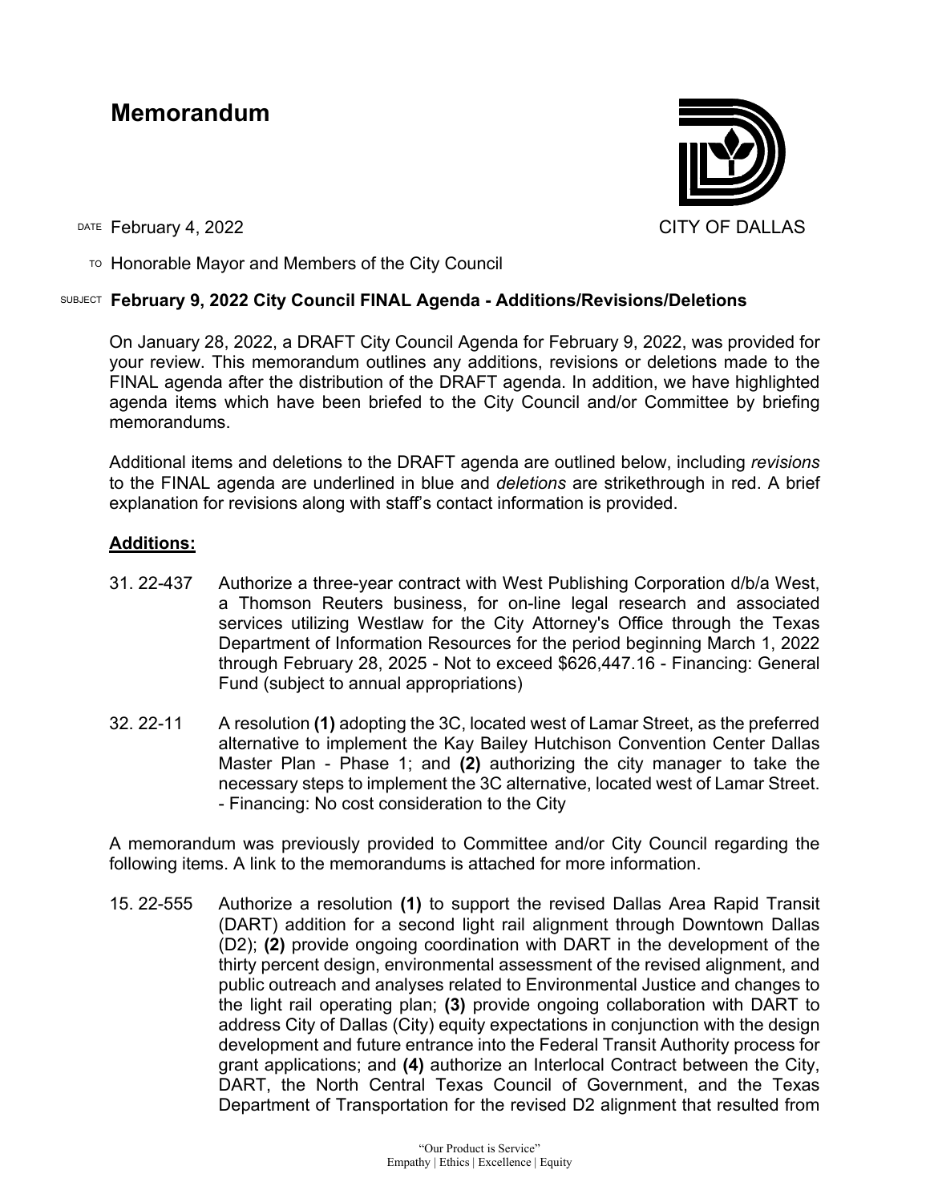# Memorandum

CITY OF DALLAS

DATE February 4, 2022

TO Honorable Mayor and Members of the City Council

SUBJECT **February 9, 2022 City Council FINAL Agenda - Additions/Revisions/Deletions**

On January 28, 2022, a DRAFT City Council Agenda for February 9, 2022, was provided for your review. This memorandum outlines any additions, revisions or deletions made to the FINAL agenda after the distribution of the DRAFT agenda. In addition, we have highlighted agenda items which have been briefed to the City Council and/or Committee by briefing memorandums.

Additional items and deletions to the DRAFT agenda are outlined below, including *revisions* to the FINAL agenda are underlined in blue and *deletions* are strikethrough in red. A brief explanation for revisions along with staff's contact information is provided.

## **Additions:**

31. 22-437 Authorize a three-year contract with West Publishing Corporation d/b/a West, a Thomson Reuters business, for on-line legal research and associated services utilizing Westlaw for the City Attorney's Office through the Texas Department of Information Resources for the period beginning March 1, 2022 through February 28, 2025 - Not to exceed $626,447.16 - Financing: General Fund (subject to annual appropriations)

32. 22-11 A resolution **(1)** adopting the 3C, located west of Lamar Street, as the preferred alternative to implement the Kay Bailey Hutchison Convention Center Dallas Master Plan - Phase 1; and **(2)** authorizing the city manager to take the necessary steps to implement the 3C alternative, located west of Lamar Street. - Financing: No cost consideration to the City

A memorandum was previously provided to Committee and/or City Council regarding the following items. A link to the memorandums is attached for more information.

15. 22-555 Authorize a resolution **(1)** to support the revised Dallas Area Rapid Transit (DART) addition for a second light rail alignment through Downtown Dallas (D2); **(2)** provide ongoing coordination with DART in the development of the thirty percent design, environmental assessment of the revised alignment, and public outreach and analyses related to Environmental Justice and changes to the light rail operating plan; **(3)** provide ongoing collaboration with DART to address City of Dallas (City) equity expectations in conjunction with the design development and future entrance into the Federal Transit Authority process for grant applications; and **(4)** authorize an Interlocal Contract between the City, DART, the North Central Texas Council of Government, and the Texas Department of Transportation for the revised D2 alignment that resulted from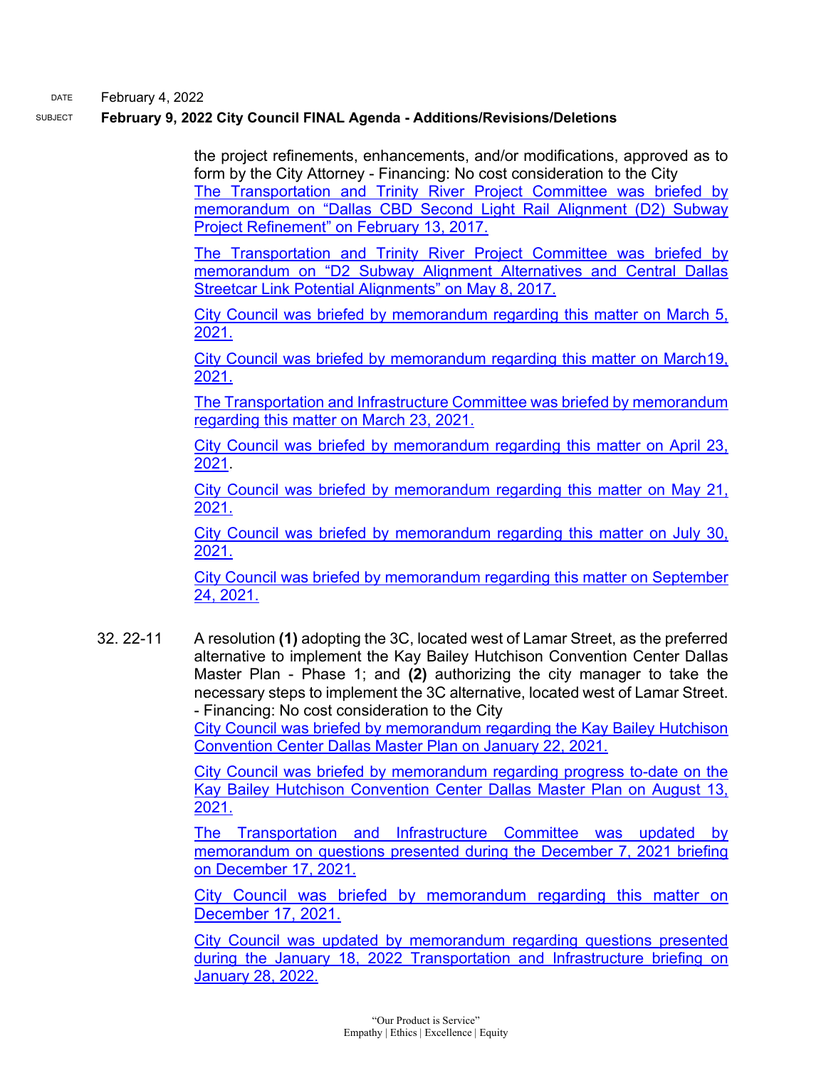DATE February 4, 2022

SUBJECT **February 9, 2022 City Council FINAL Agenda - Additions/Revisions/Deletions**

the project refinements, enhancements, and/or modifications, approved as to form by the City Attorney - Financing: No cost consideration to the City

The Transportation and Trinity River Project Committee was briefed by memorandum on "Dallas CBD Second Light Rail Alignment (D2) Subway Project Refinement" on February 13, 2017.

The Transportation and Trinity River Project Committee was briefed by memorandum on "D2 Subway Alignment Alternatives and Central Dallas Streetcar Link Potential Alignments" on May 8, 2017.

City Council was briefed by memorandum regarding this matter on March 5, 2021.

City Council was briefed by memorandum regarding this matter on March19, 2021.

The Transportation and Infrastructure Committee was briefed by memorandum regarding this matter on March 23, 2021.

City Council was briefed by memorandum regarding this matter on April 23, 2021.

City Council was briefed by memorandum regarding this matter on May 21, 2021.

City Council was briefed by memorandum regarding this matter on July 30, 2021.

City Council was briefed by memorandum regarding this matter on September 24, 2021.

32. 22-11 A resolution **(1)** adopting the 3C, located west of Lamar Street, as the preferred alternative to implement the Kay Bailey Hutchison Convention Center Dallas Master Plan - Phase 1; and **(2)** authorizing the city manager to take the necessary steps to implement the 3C alternative, located west of Lamar Street. - Financing: No cost consideration to the City

City Council was briefed by memorandum regarding the Kay Bailey Hutchison Convention Center Dallas Master Plan on January 22, 2021.

City Council was briefed by memorandum regarding progress to-date on the Kay Bailey Hutchison Convention Center Dallas Master Plan on August 13, 2021.

The Transportation and Infrastructure Committee was updated by memorandum on questions presented during the December 7, 2021 briefing on December 17, 2021.

City Council was briefed by memorandum regarding this matter on December 17, 2021.

City Council was updated by memorandum regarding questions presented during the January 18, 2022 Transportation and Infrastructure briefing on January 28, 2022.

"Our Product is Service"
Empathy | Ethics | Excellence | Equity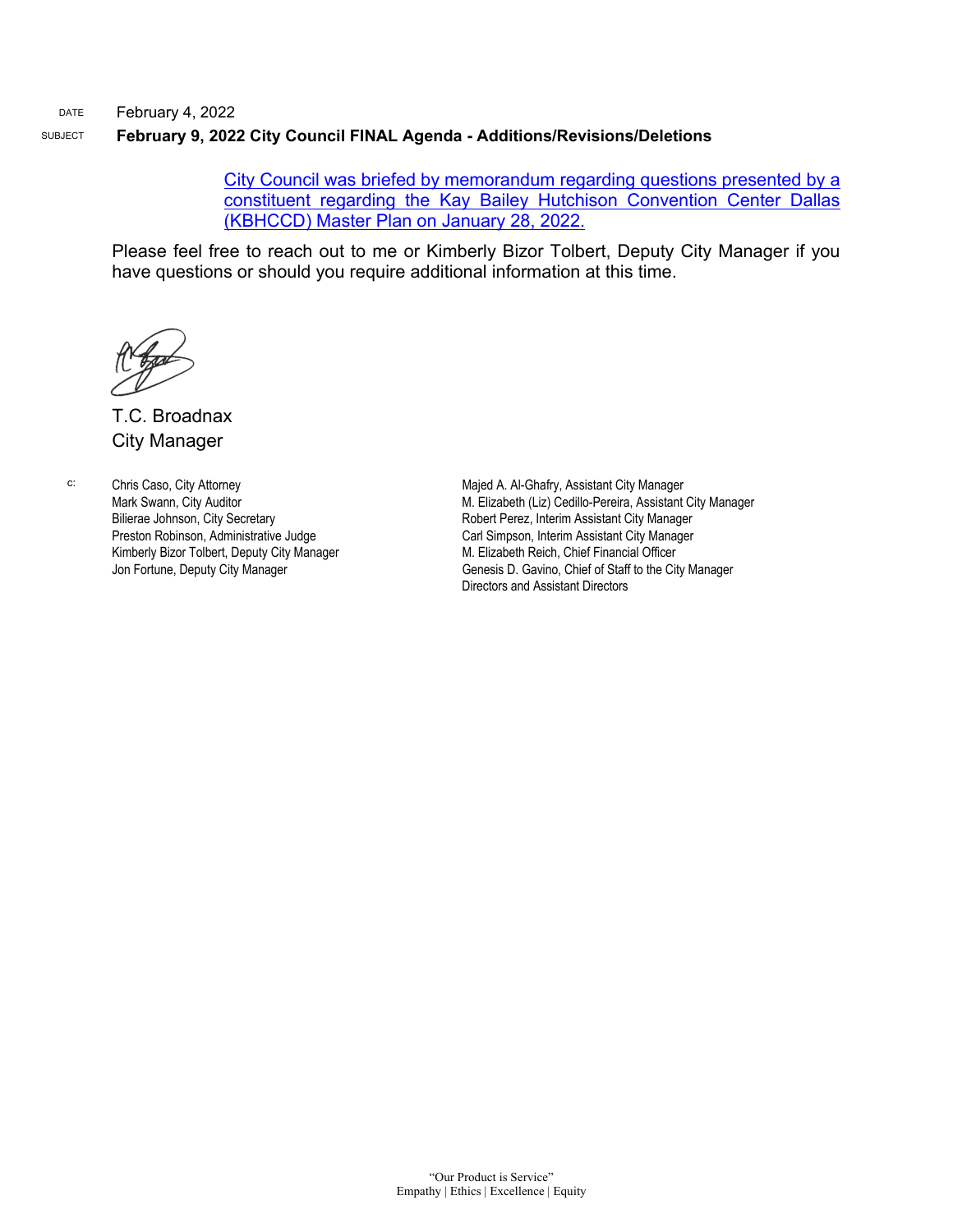DATE February 4, 2022

SUBJECT **February 9, 2022 City Council FINAL Agenda - Additions/Revisions/Deletions**

City Council was briefed by memorandum regarding questions presented by a constituent regarding the Kay Bailey Hutchison Convention Center Dallas (KBHCCD) Master Plan on January 28, 2022.

Please feel free to reach out to me or Kimberly Bizor Tolbert, Deputy City Manager if you have questions or should you require additional information at this time.

T.C. Broadnax
City Manager

c:
Chris Caso, City Attorney
Mark Swann, City Auditor
Bilierae Johnson, City Secretary
Preston Robinson, Administrative Judge
Kimberly Bizor Tolbert, Deputy City Manager
Jon Fortune, Deputy City Manager
Majed A. Al-Ghafry, Assistant City Manager
M. Elizabeth (Liz) Cedillo-Pereira, Assistant City Manager
Robert Perez, Interim Assistant City Manager
Carl Simpson, Interim Assistant City Manager
M. Elizabeth Reich, Chief Financial Officer
Genesis D. Gavino, Chief of Staff to the City Manager
Directors and Assistant Directors

"Our Product is Service"
Empathy | Ethics | Excellence | Equity